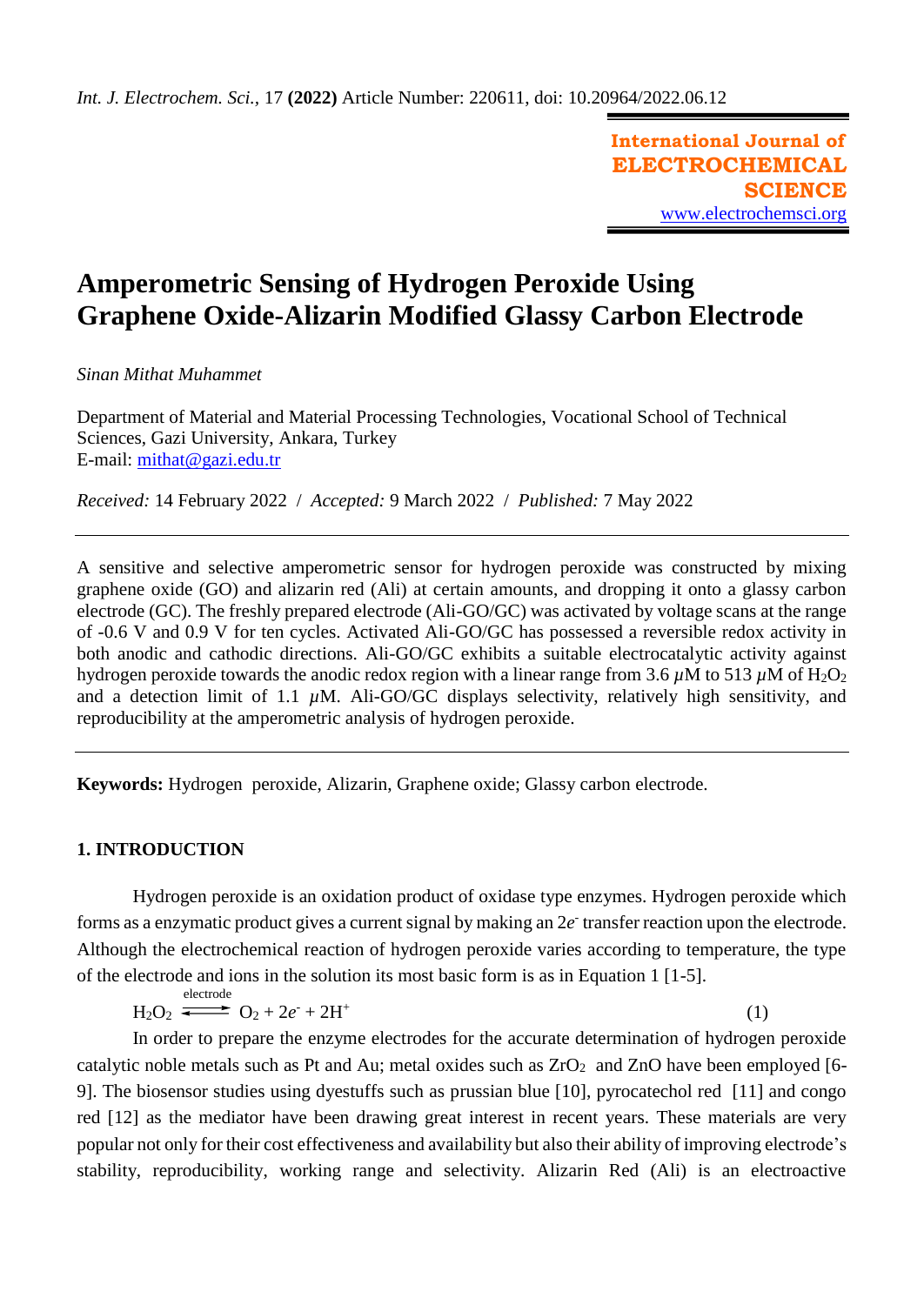# Amperometric Sensing of Hydrogen Peroxide Using Graphene Oxide-Alizarin Modified Glassy Carbon Electrode

*Sinan Mithat Muhammet*

Department of Material and Material Processing Technologies, Vocational School of Technical Sciences, Gazi University, Ankara, Turkey
E-mail: mithat@gazi.edu.tr

*Received:* 14 February 2022 / *Accepted:* 9 March 2022 / *Published:* 7 May 2022

---

A sensitive and selective amperometric sensor for hydrogen peroxide was constructed by mixing graphene oxide (GO) and alizarin red (Ali) at certain amounts, and dropping it onto a glassy carbon electrode (GC). The freshly prepared electrode (Ali-GO/GC) was activated by voltage scans at the range of -0.6 V and 0.9 V for ten cycles. Activated Ali-GO/GC has possessed a reversible redox activity in both anodic and cathodic directions. Ali-GO/GC exhibits a suitable electrocatalytic activity against hydrogen peroxide towards the anodic redox region with a linear range from 3.6 $\mu$M to 513 $\mu$M of $H_2O_2$ and a detection limit of 1.1 $\mu$M. Ali-GO/GC displays selectivity, relatively high sensitivity, and reproducibility at the amperometric analysis of hydrogen peroxide.

---

**Keywords:** Hydrogen peroxide, Alizarin, Graphene oxide; Glassy carbon electrode.

## 1. INTRODUCTION

Hydrogen peroxide is an oxidation product of oxidase type enzymes. Hydrogen peroxide which forms as a enzymatic product gives a current signal by making an $2e^-$ transfer reaction upon the electrode. Although the electrochemical reaction of hydrogen peroxide varies according to temperature, the type of the electrode and ions in the solution its most basic form is as in Equation 1 [1-5].

$$H_2O_2 \xrightleftharpoons{\text{electrode}} O_2 + 2e^- + 2H^+ \quad (1)$$

In order to prepare the enzyme electrodes for the accurate determination of hydrogen peroxide catalytic noble metals such as Pt and Au; metal oxides such as $ZrO_2$ and ZnO have been employed [6-9]. The biosensor studies using dyestuffs such as prussian blue [10], pyrocatechol red [11] and congo red [12] as the mediator have been drawing great interest in recent years. These materials are very popular not only for their cost effectiveness and availability but also their ability of improving electrode's stability, reproducibility, working range and selectivity. Alizarin Red (Ali) is an electroactive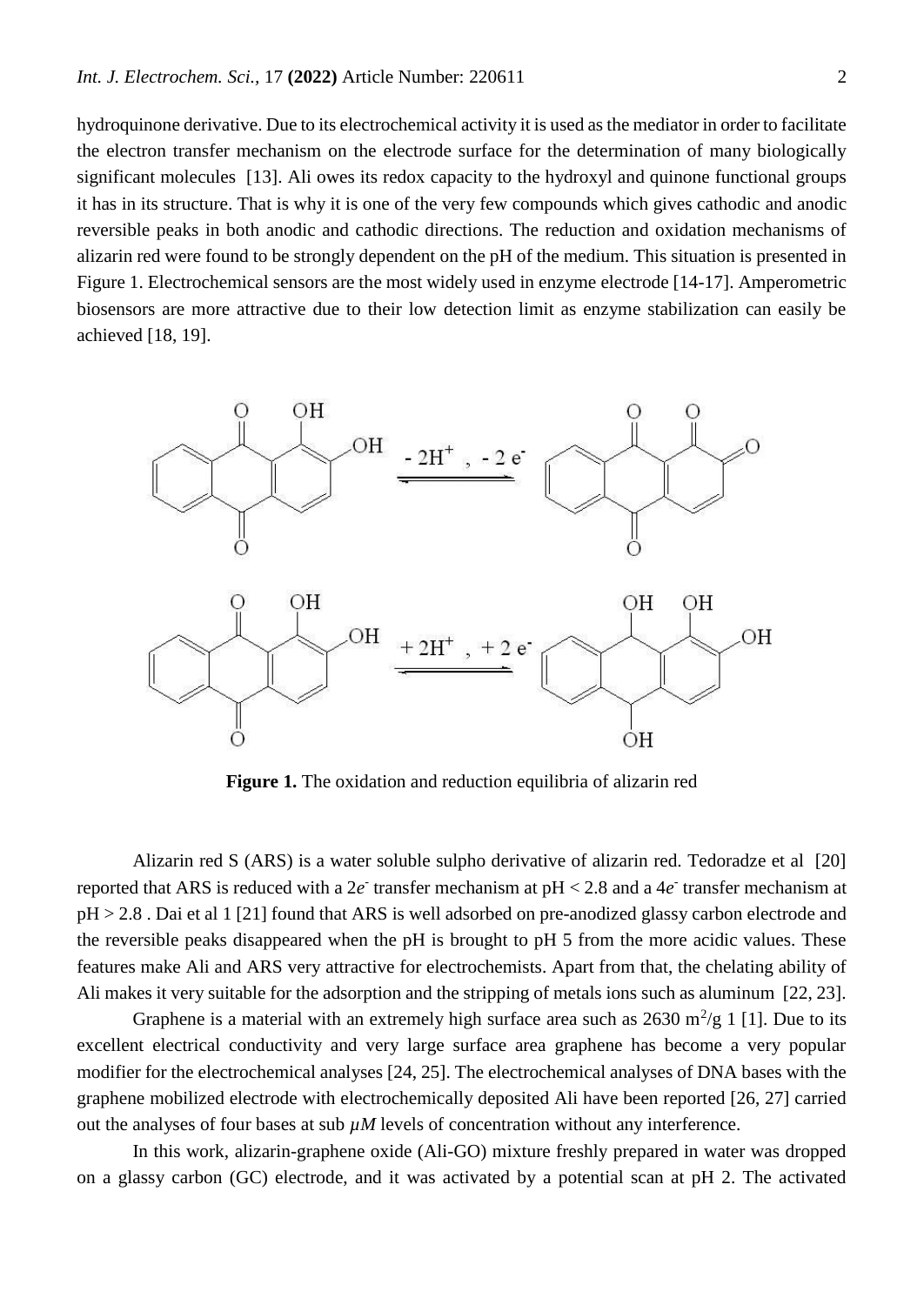hydroquinone derivative. Due to its electrochemical activity it is used as the mediator in order to facilitate the electron transfer mechanism on the electrode surface for the determination of many biologically significant molecules [13]. Ali owes its redox capacity to the hydroxyl and quinone functional groups it has in its structure. That is why it is one of the very few compounds which gives cathodic and anodic reversible peaks in both anodic and cathodic directions. The reduction and oxidation mechanisms of alizarin red were found to be strongly dependent on the pH of the medium. This situation is presented in Figure 1. Electrochemical sensors are the most widely used in enzyme electrode [14-17]. Amperometric biosensors are more attractive due to their low detection limit as enzyme stabilization can easily be achieved [18, 19].

**Figure 1.** The oxidation and reduction equilibria of alizarin red

Alizarin red S (ARS) is a water soluble sulpho derivative of alizarin red. Tedoradze et al [20] reported that ARS is reduced with a $2e^-$ transfer mechanism at pH < 2.8 and a $4e^-$ transfer mechanism at pH > 2.8 . Dai et al 1 [21] found that ARS is well adsorbed on pre-anodized glassy carbon electrode and the reversible peaks disappeared when the pH is brought to pH 5 from the more acidic values. These features make Ali and ARS very attractive for electrochemists. Apart from that, the chelating ability of Ali makes it very suitable for the adsorption and the stripping of metals ions such as aluminum [22, 23].

Graphene is a material with an extremely high surface area such as 2630 $m^2/g$ 1 [1]. Due to its excellent electrical conductivity and very large surface area graphene has become a very popular modifier for the electrochemical analyses [24, 25]. The electrochemical analyses of DNA bases with the graphene mobilized electrode with electrochemically deposited Ali have been reported [26, 27] carried out the analyses of four bases at sub *μM* levels of concentration without any interference.

In this work, alizarin-graphene oxide (Ali-GO) mixture freshly prepared in water was dropped on a glassy carbon (GC) electrode, and it was activated by a potential scan at pH 2. The activated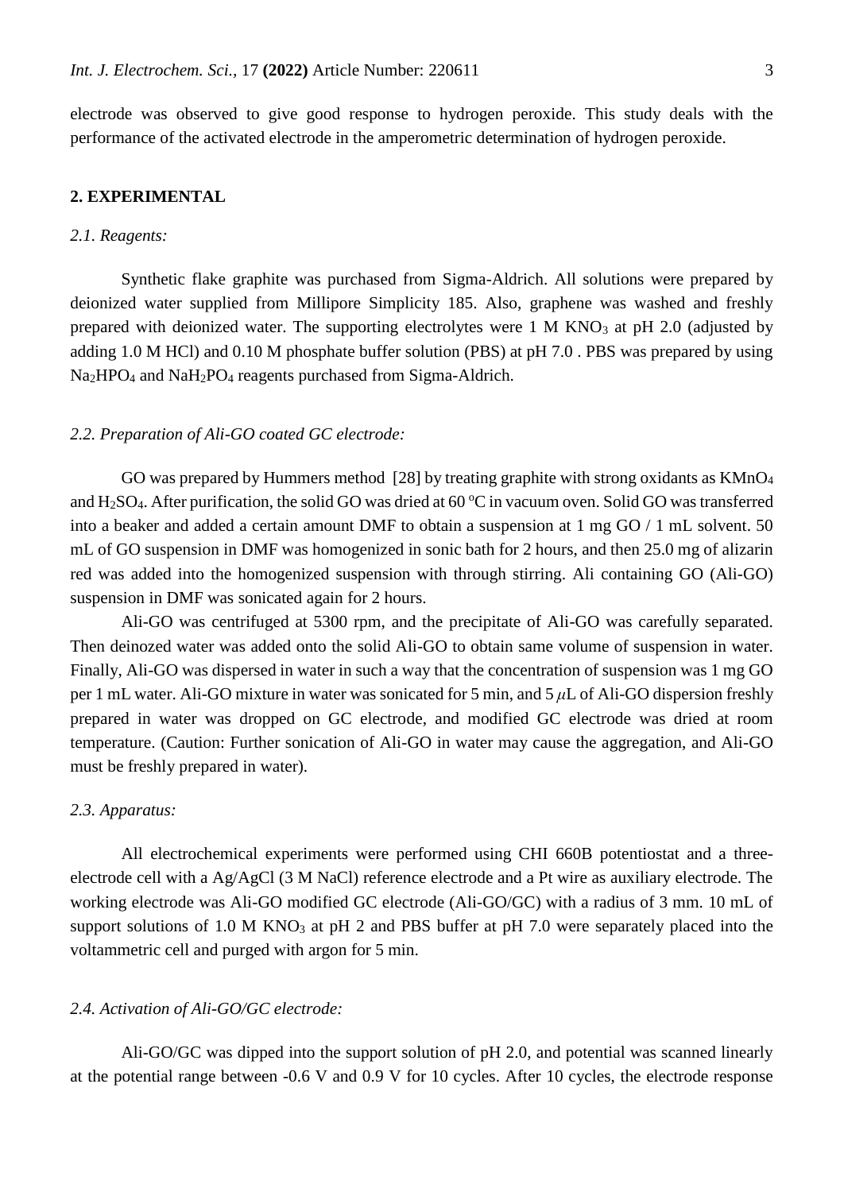electrode was observed to give good response to hydrogen peroxide. This study deals with the performance of the activated electrode in the amperometric determination of hydrogen peroxide.

## 2. EXPERIMENTAL

### *2.1. Reagents:*

Synthetic flake graphite was purchased from Sigma-Aldrich. All solutions were prepared by deionized water supplied from Millipore Simplicity 185. Also, graphene was washed and freshly prepared with deionized water. The supporting electrolytes were 1 M $KNO_3$ at pH 2.0 (adjusted by adding 1.0 M HCl) and 0.10 M phosphate buffer solution (PBS) at pH 7.0 . PBS was prepared by using $Na_2HPO_4$ and $NaH_2PO_4$ reagents purchased from Sigma-Aldrich.

### *2.2. Preparation of Ali-GO coated GC electrode:*

GO was prepared by Hummers method [28] by treating graphite with strong oxidants as $KMnO_4$ and $H_2SO_4$. After purification, the solid GO was dried at 60 $^oC$ in vacuum oven. Solid GO was transferred into a beaker and added a certain amount DMF to obtain a suspension at 1 mg GO / 1 mL solvent. 50 mL of GO suspension in DMF was homogenized in sonic bath for 2 hours, and then 25.0 mg of alizarin red was added into the homogenized suspension with through stirring. Ali containing GO (Ali-GO) suspension in DMF was sonicated again for 2 hours.

Ali-GO was centrifuged at 5300 rpm, and the precipitate of Ali-GO was carefully separated. Then deinozed water was added onto the solid Ali-GO to obtain same volume of suspension in water. Finally, Ali-GO was dispersed in water in such a way that the concentration of suspension was 1 mg GO per 1 mL water. Ali-GO mixture in water was sonicated for 5 min, and 5 $\mu$L of Ali-GO dispersion freshly prepared in water was dropped on GC electrode, and modified GC electrode was dried at room temperature. (Caution: Further sonication of Ali-GO in water may cause the aggregation, and Ali-GO must be freshly prepared in water).

### *2.3. Apparatus:*

All electrochemical experiments were performed using CHI 660B potentiostat and a three-electrode cell with a Ag/AgCl (3 M NaCl) reference electrode and a Pt wire as auxiliary electrode. The working electrode was Ali-GO modified GC electrode (Ali-GO/GC) with a radius of 3 mm. 10 mL of support solutions of 1.0 M $KNO_3$ at pH 2 and PBS buffer at pH 7.0 were separately placed into the voltammetric cell and purged with argon for 5 min.

### *2.4. Activation of Ali-GO/GC electrode:*

Ali-GO/GC was dipped into the support solution of pH 2.0, and potential was scanned linearly at the potential range between -0.6 V and 0.9 V for 10 cycles. After 10 cycles, the electrode response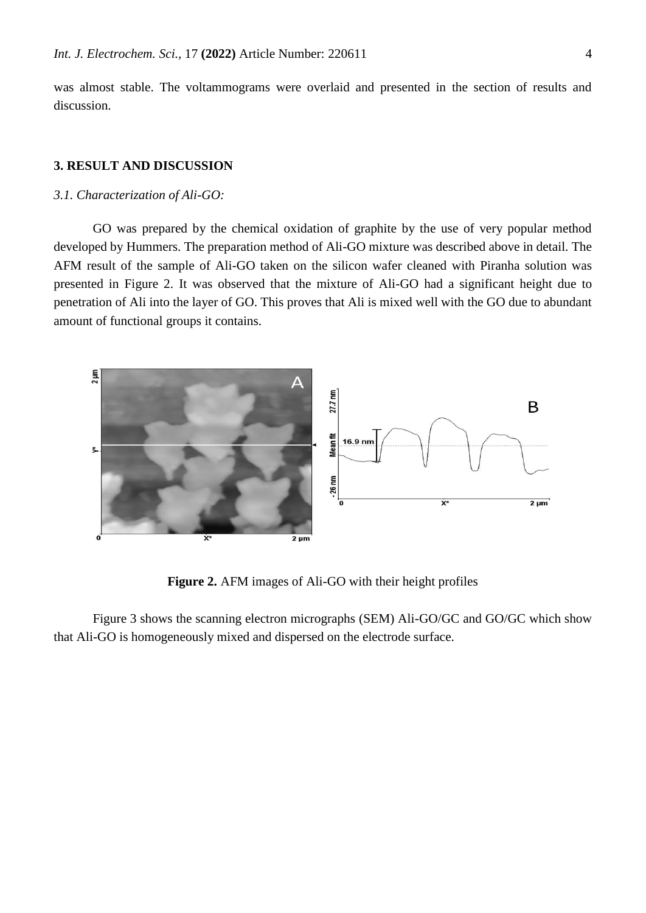was almost stable. The voltammograms were overlaid and presented in the section of results and discussion.

## 3. RESULT AND DISCUSSION

### *3.1. Characterization of Ali-GO:*

GO was prepared by the chemical oxidation of graphite by the use of very popular method developed by Hummers. The preparation method of Ali-GO mixture was described above in detail. The AFM result of the sample of Ali-GO taken on the silicon wafer cleaned with Piranha solution was presented in Figure 2. It was observed that the mixture of Ali-GO had a significant height due to penetration of Ali into the layer of GO. This proves that Ali is mixed well with the GO due to abundant amount of functional groups it contains.

**Figure 2.** AFM images of Ali-GO with their height profiles

Figure 3 shows the scanning electron micrographs (SEM) Ali-GO/GC and GO/GC which show that Ali-GO is homogeneously mixed and dispersed on the electrode surface.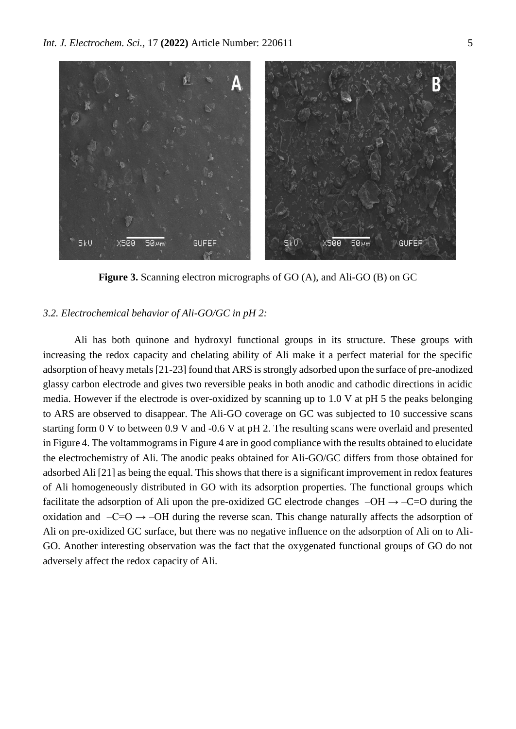**Figure 3.** Scanning electron micrographs of GO (A), and Ali-GO (B) on GC

### *3.2. Electrochemical behavior of Ali-GO/GC in pH 2:*

Ali has both quinone and hydroxyl functional groups in its structure. These groups with increasing the redox capacity and chelating ability of Ali make it a perfect material for the specific adsorption of heavy metals [21-23] found that ARS is strongly adsorbed upon the surface of pre-anodized glassy carbon electrode and gives two reversible peaks in both anodic and cathodic directions in acidic media. However if the electrode is over-oxidized by scanning up to 1.0 V at pH 5 the peaks belonging to ARS are observed to disappear. The Ali-GO coverage on GC was subjected to 10 successive scans starting form 0 V to between 0.9 V and -0.6 V at pH 2. The resulting scans were overlaid and presented in Figure 4. The voltammograms in Figure 4 are in good compliance with the results obtained to elucidate the electrochemistry of Ali. The anodic peaks obtained for Ali-GO/GC differs from those obtained for adsorbed Ali [21] as being the equal. This shows that there is a significant improvement in redox features of Ali homogeneously distributed in GO with its adsorption properties. The functional groups which facilitate the adsorption of Ali upon the pre-oxidized GC electrode changes –OH → –C=O during the oxidation and –C=O → –OH during the reverse scan. This change naturally affects the adsorption of Ali on pre-oxidized GC surface, but there was no negative influence on the adsorption of Ali on to Ali-GO. Another interesting observation was the fact that the oxygenated functional groups of GO do not adversely affect the redox capacity of Ali.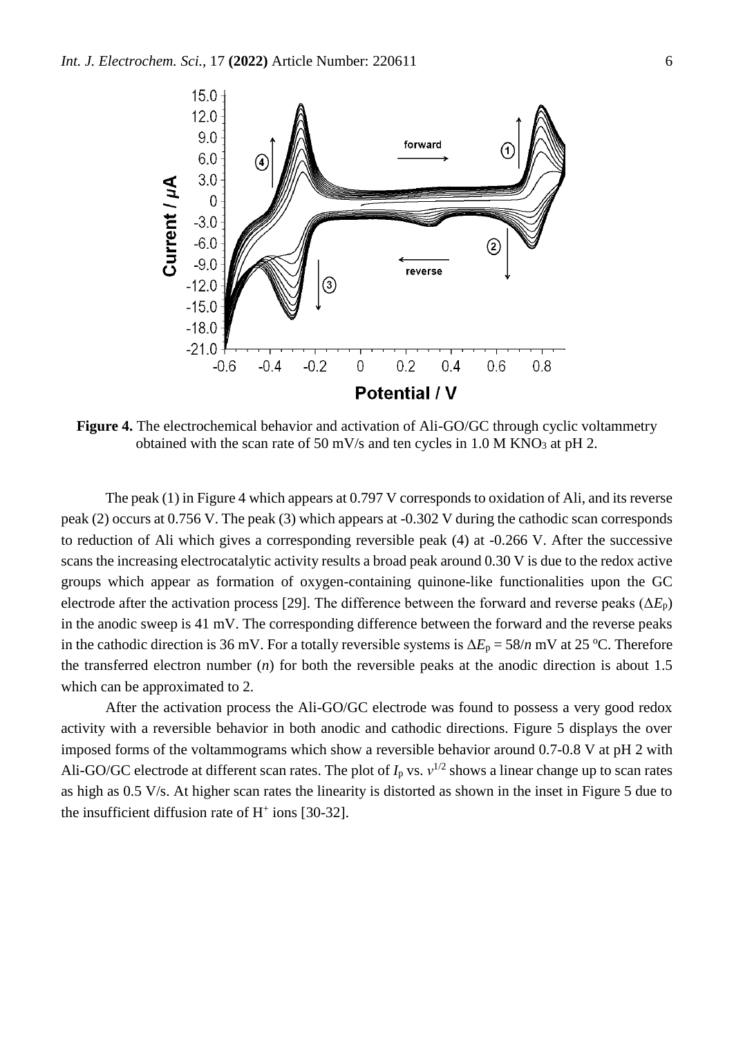**Figure 4.** The electrochemical behavior and activation of Ali-GO/GC through cyclic voltammetry obtained with the scan rate of 50 mV/s and ten cycles in 1.0 M $KNO_3$ at pH 2.

The peak (1) in Figure 4 which appears at 0.797 V corresponds to oxidation of Ali, and its reverse peak (2) occurs at 0.756 V. The peak (3) which appears at -0.302 V during the cathodic scan corresponds to reduction of Ali which gives a corresponding reversible peak (4) at -0.266 V. After the successive scans the increasing electrocatalytic activity results a broad peak around 0.30 V is due to the redox active groups which appear as formation of oxygen-containing quinone-like functionalities upon the GC electrode after the activation process [29]. The difference between the forward and reverse peaks ($\Delta E_p$) in the anodic sweep is 41 mV. The corresponding difference between the forward and the reverse peaks in the cathodic direction is 36 mV. For a totally reversible systems is $\Delta E_p = 58/n$ mV at 25 °C. Therefore the transferred electron number ($n$) for both the reversible peaks at the anodic direction is about 1.5 which can be approximated to 2.

After the activation process the Ali-GO/GC electrode was found to possess a very good redox activity with a reversible behavior in both anodic and cathodic directions. Figure 5 displays the over imposed forms of the voltammograms which show a reversible behavior around 0.7-0.8 V at pH 2 with Ali-GO/GC electrode at different scan rates. The plot of $I_p$ vs. $v^{1/2}$ shows a linear change up to scan rates as high as 0.5 V/s. At higher scan rates the linearity is distorted as shown in the inset in Figure 5 due to the insufficient diffusion rate of $H^+$ ions [30-32].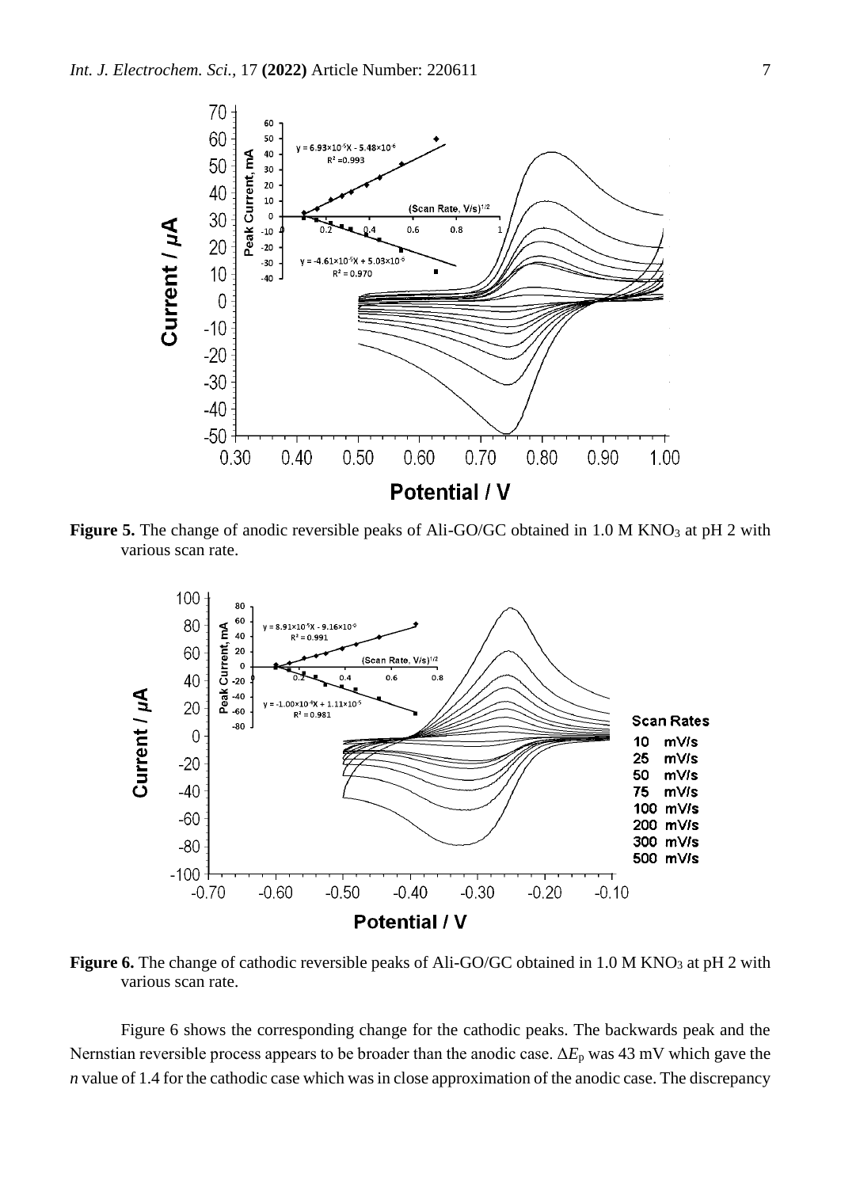**Figure 5.** The change of anodic reversible peaks of Ali-GO/GC obtained in 1.0 M $KNO_3$ at pH 2 with various scan rate.

**Figure 6.** The change of cathodic reversible peaks of Ali-GO/GC obtained in 1.0 M $KNO_3$ at pH 2 with various scan rate.

Figure 6 shows the corresponding change for the cathodic peaks. The backwards peak and the Nernstian reversible process appears to be broader than the anodic case. $\Delta E_p$ was 43 mV which gave the $n$ value of 1.4 for the cathodic case which was in close approximation of the anodic case. The discrepancy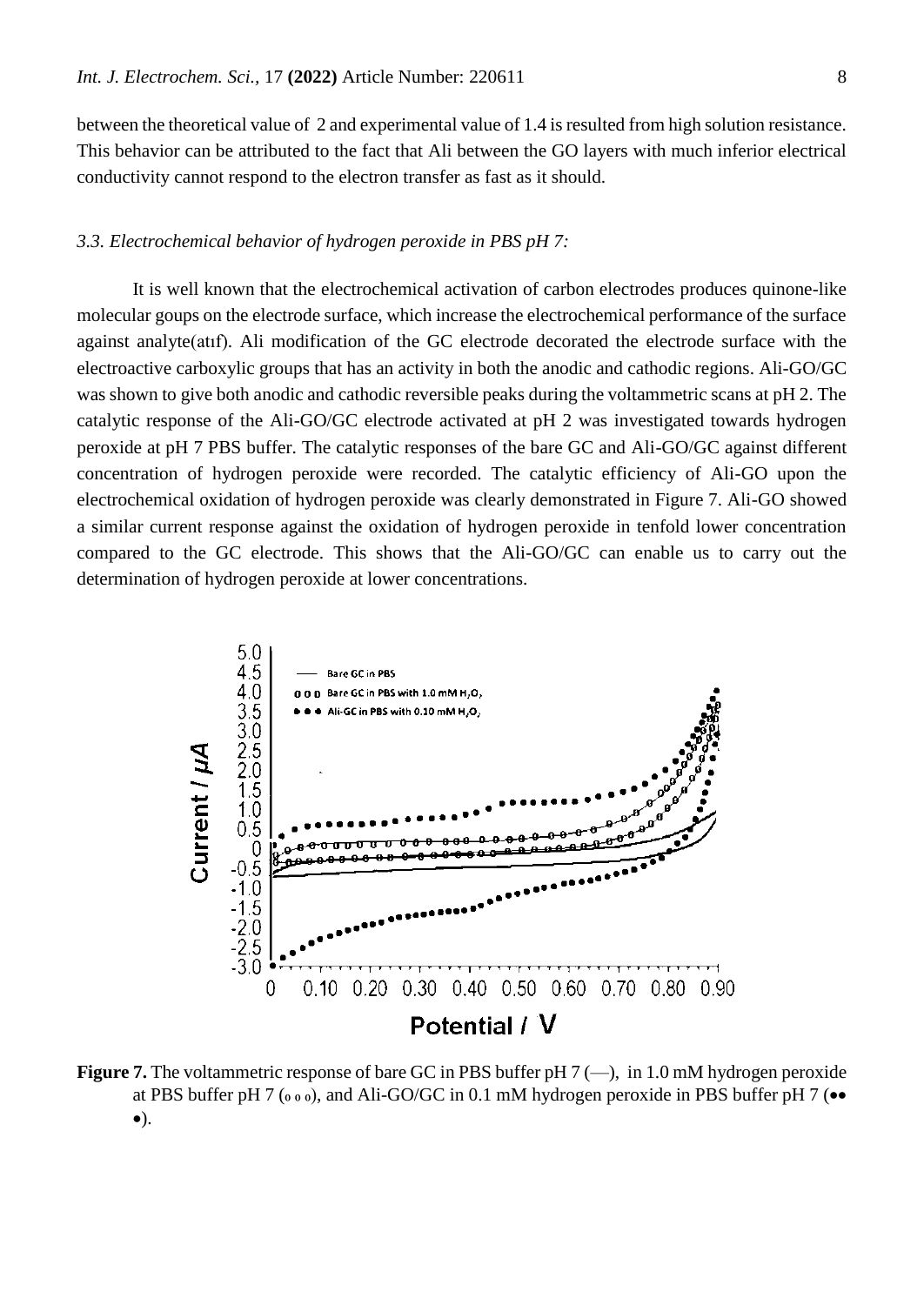between the theoretical value of 2 and experimental value of 1.4 is resulted from high solution resistance. This behavior can be attributed to the fact that Ali between the GO layers with much inferior electrical conductivity cannot respond to the electron transfer as fast as it should.

### *3.3. Electrochemical behavior of hydrogen peroxide in PBS pH 7:*

It is well known that the electrochemical activation of carbon electrodes produces quinone-like molecular goups on the electrode surface, which increase the electrochemical performance of the surface against analyte(atıf). Ali modification of the GC electrode decorated the electrode surface with the electroactive carboxylic groups that has an activity in both the anodic and cathodic regions. Ali-GO/GC was shown to give both anodic and cathodic reversible peaks during the voltammetric scans at pH 2. The catalytic response of the Ali-GO/GC electrode activated at pH 2 was investigated towards hydrogen peroxide at pH 7 PBS buffer. The catalytic responses of the bare GC and Ali-GO/GC against different concentration of hydrogen peroxide were recorded. The catalytic efficiency of Ali-GO upon the electrochemical oxidation of hydrogen peroxide was clearly demonstrated in Figure 7. Ali-GO showed a similar current response against the oxidation of hydrogen peroxide in tenfold lower concentration compared to the GC electrode. This shows that the Ali-GO/GC can enable us to carry out the determination of hydrogen peroxide at lower concentrations.

**Figure 7.** The voltammetric response of bare GC in PBS buffer pH 7 (—), in 1.0 mM hydrogen peroxide at PBS buffer pH 7 (o o o), and Ali-GO/GC in 0.1 mM hydrogen peroxide in PBS buffer pH 7 (•• •).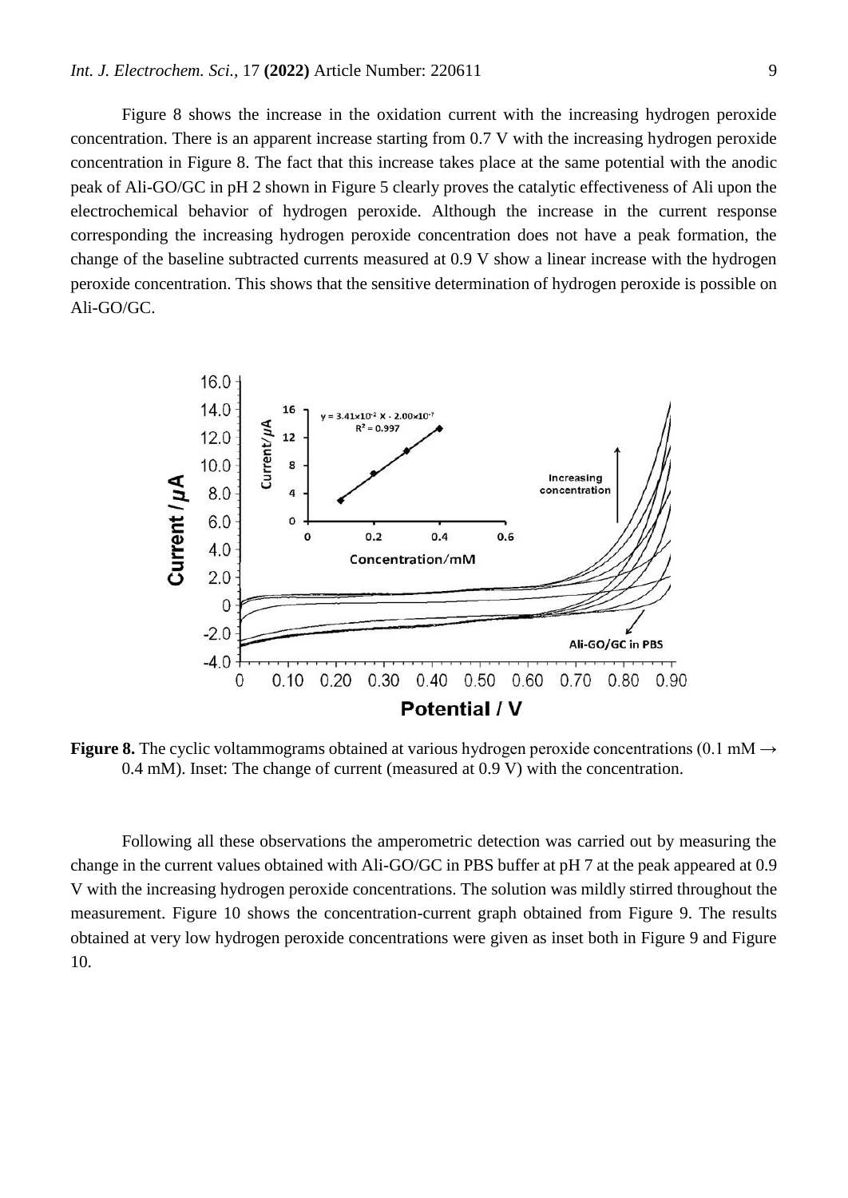Figure 8 shows the increase in the oxidation current with the increasing hydrogen peroxide concentration. There is an apparent increase starting from 0.7 V with the increasing hydrogen peroxide concentration in Figure 8. The fact that this increase takes place at the same potential with the anodic peak of Ali-GO/GC in pH 2 shown in Figure 5 clearly proves the catalytic effectiveness of Ali upon the electrochemical behavior of hydrogen peroxide. Although the increase in the current response corresponding the increasing hydrogen peroxide concentration does not have a peak formation, the change of the baseline subtracted currents measured at 0.9 V show a linear increase with the hydrogen peroxide concentration. This shows that the sensitive determination of hydrogen peroxide is possible on Ali-GO/GC.

**Figure 8.** The cyclic voltammograms obtained at various hydrogen peroxide concentrations (0.1 mM → 0.4 mM). Inset: The change of current (measured at 0.9 V) with the concentration.

Following all these observations the amperometric detection was carried out by measuring the change in the current values obtained with Ali-GO/GC in PBS buffer at pH 7 at the peak appeared at 0.9 V with the increasing hydrogen peroxide concentrations. The solution was mildly stirred throughout the measurement. Figure 10 shows the concentration-current graph obtained from Figure 9. The results obtained at very low hydrogen peroxide concentrations were given as inset both in Figure 9 and Figure 10.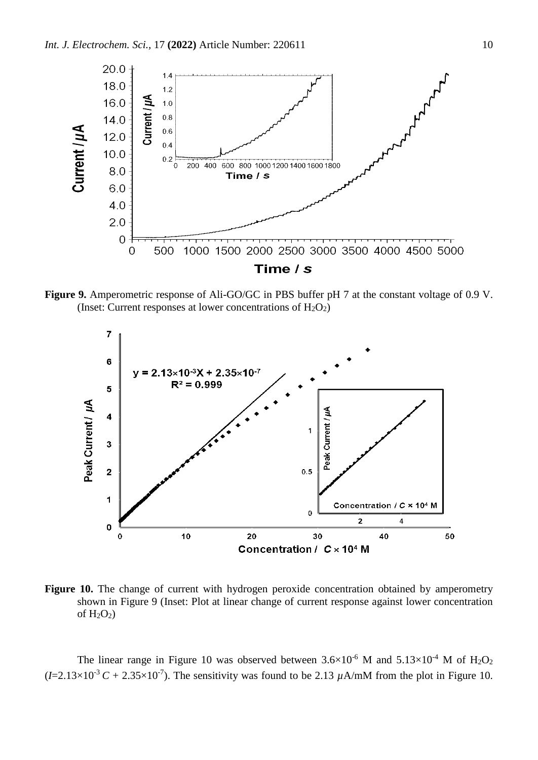**Figure 9.** Amperometric response of Ali-GO/GC in PBS buffer pH 7 at the constant voltage of 0.9 V. (Inset: Current responses at lower concentrations of $H_2O_2$)

**Figure 10.** The change of current with hydrogen peroxide concentration obtained by amperometry shown in Figure 9 (Inset: Plot at linear change of current response against lower concentration of $H_2O_2$)

The linear range in Figure 10 was observed between $3.6\times10^{-6}$ M and $5.13\times10^{-4}$ M of $H_2O_2$ ($I$=$2.13\times10^{-3}\,C + 2.35\times10^{-7}$). The sensitivity was found to be 2.13 $\mu$A/mM from the plot in Figure 10.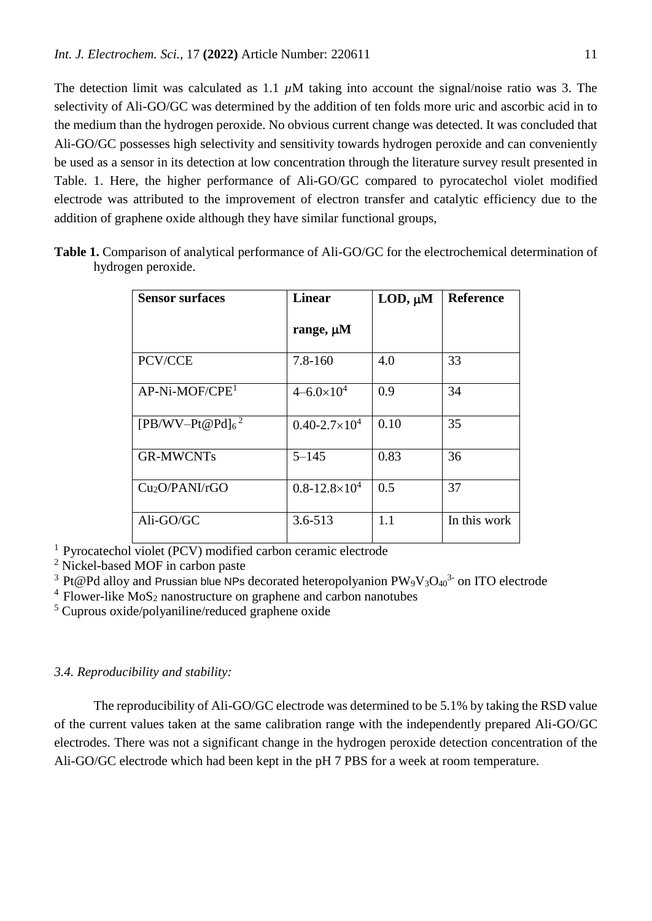The detection limit was calculated as 1.1 $\mu$M taking into account the signal/noise ratio was 3. The selectivity of Ali-GO/GC was determined by the addition of ten folds more uric and ascorbic acid in to the medium than the hydrogen peroxide. No obvious current change was detected. It was concluded that Ali-GO/GC possesses high selectivity and sensitivity towards hydrogen peroxide and can conveniently be used as a sensor in its detection at low concentration through the literature survey result presented in Table. 1. Here, the higher performance of Ali-GO/GC compared to pyrocatechol violet modified electrode was attributed to the improvement of electron transfer and catalytic efficiency due to the addition of graphene oxide although they have similar functional groups,

**Table 1.** Comparison of analytical performance of Ali-GO/GC for the electrochemical determination of hydrogen peroxide.

| Sensor surfaces | Linear range, μM | LOD, μM | Reference |
|---|---|---|---|
| PCV/CCE | 7.8-160 | 4.0 | 33 |
| AP-Ni-MOF/CPE[1] | 4–$6.0\times10^4$ | 0.9 | 34 |
| $[PB/WV–Pt@Pd]_6$ [2] | 0.40-$2.7\times10^4$ | 0.10 | 35 |
| GR-MWCNTs | 5–145 | 0.83 | 36 |
| $Cu_2O$/PANI/rGO | 0.8-$12.8\times10^4$ | 0.5 | 37 |
| Ali-GO/GC | 3.6-513 | 1.1 | In this work |

[1] Pyrocatechol violet (PCV) modified carbon ceramic electrode
[2] Nickel-based MOF in carbon paste
[3] Pt@Pd alloy and Prussian blue NPs decorated heteropolyanion $PW_9V_3O_{40}^{3-}$ on ITO electrode
[4] Flower-like $MoS_2$ nanostructure on graphene and carbon nanotubes
[5] Cuprous oxide/polyaniline/reduced graphene oxide

### *3.4. Reproducibility and stability:*

The reproducibility of Ali-GO/GC electrode was determined to be 5.1% by taking the RSD value of the current values taken at the same calibration range with the independently prepared Ali-GO/GC electrodes. There was not a significant change in the hydrogen peroxide detection concentration of the Ali-GO/GC electrode which had been kept in the pH 7 PBS for a week at room temperature.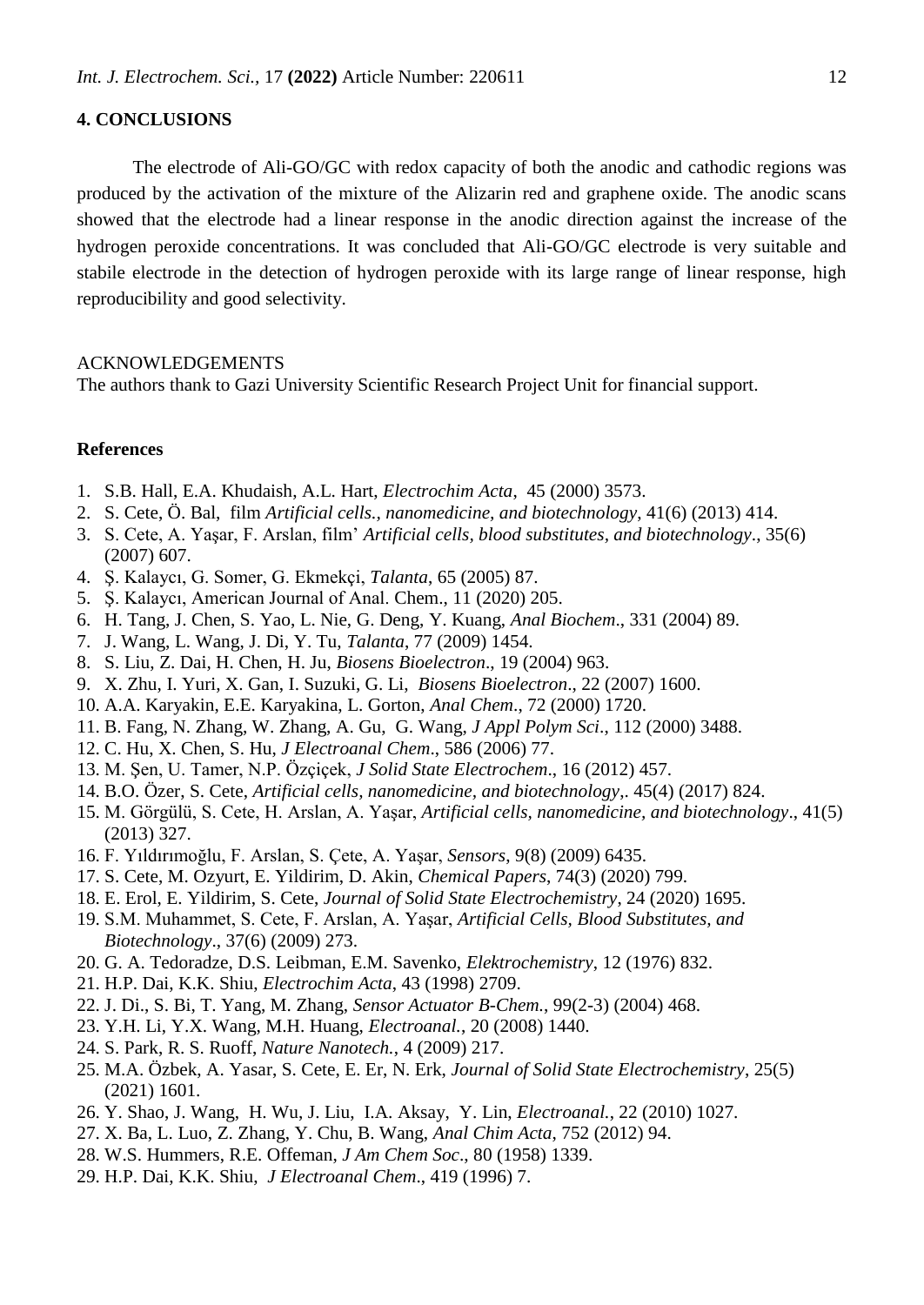## 4. CONCLUSIONS

The electrode of Ali-GO/GC with redox capacity of both the anodic and cathodic regions was produced by the activation of the mixture of the Alizarin red and graphene oxide. The anodic scans showed that the electrode had a linear response in the anodic direction against the increase of the hydrogen peroxide concentrations. It was concluded that Ali-GO/GC electrode is very suitable and stabile electrode in the detection of hydrogen peroxide with its large range of linear response, high reproducibility and good selectivity.

ACKNOWLEDGEMENTS

The authors thank to Gazi University Scientific Research Project Unit for financial support.

## References

1. S.B. Hall, E.A. Khudaish, A.L. Hart, *Electrochim Acta*, 45 (2000) 3573.
2. S. Cete, Ö. Bal, film *Artificial cells., nanomedicine, and biotechnology*, 41(6) (2013) 414.
3. S. Cete, A. Yaşar, F. Arslan, film' *Artificial cells, blood substitutes, and biotechnology*., 35(6) (2007) 607.
4. Ş. Kalaycı, G. Somer, G. Ekmekçi, *Talanta*, 65 (2005) 87.
5. Ş. Kalaycı, American Journal of Anal. Chem., 11 (2020) 205.
6. H. Tang, J. Chen, S. Yao, L. Nie, G. Deng, Y. Kuang, *Anal Biochem*., 331 (2004) 89.
7. J. Wang, L. Wang, J. Di, Y. Tu, *Talanta*, 77 (2009) 1454.
8. S. Liu, Z. Dai, H. Chen, H. Ju, *Biosens Bioelectron*., 19 (2004) 963.
9. X. Zhu, I. Yuri, X. Gan, I. Suzuki, G. Li, *Biosens Bioelectron*., 22 (2007) 1600.
10. A.A. Karyakin, E.E. Karyakina, L. Gorton, *Anal Chem*., 72 (2000) 1720.
11. B. Fang, N. Zhang, W. Zhang, A. Gu, G. Wang, *J Appl Polym Sci*., 112 (2000) 3488.
12. C. Hu, X. Chen, S. Hu, *J Electroanal Chem*., 586 (2006) 77.
13. M. Şen, U. Tamer, N.P. Özçiçek, *J Solid State Electrochem*., 16 (2012) 457.
14. B.O. Özer, S. Cete, *Artificial cells, nanomedicine, and biotechnology*,. 45(4) (2017) 824.
15. M. Görgülü, S. Cete, H. Arslan, A. Yaşar, *Artificial cells, nanomedicine, and biotechnology*., 41(5) (2013) 327.
16. F. Yıldırımoğlu, F. Arslan, S. Çete, A. Yaşar, *Sensors*, 9(8) (2009) 6435.
17. S. Cete, M. Ozyurt, E. Yildirim, D. Akin, *Chemical Papers*, 74(3) (2020) 799.
18. E. Erol, E. Yildirim, S. Cete, *Journal of Solid State Electrochemistry*, 24 (2020) 1695.
19. S.M. Muhammet, S. Cete, F. Arslan, A. Yaşar, *Artificial Cells, Blood Substitutes, and Biotechnology*., 37(6) (2009) 273.
20. G. A. Tedoradze, D.S. Leibman, E.M. Savenko, *Elektrochemistry*, 12 (1976) 832.
21. H.P. Dai, K.K. Shiu, *Electrochim Acta*, 43 (1998) 2709.
22. J. Di., S. Bi, T. Yang, M. Zhang, *Sensor Actuator B-Chem.*, 99(2-3) (2004) 468.
23. Y.H. Li, Y.X. Wang, M.H. Huang, *Electroanal.*, 20 (2008) 1440.
24. S. Park, R. S. Ruoff, *Nature Nanotech.*, 4 (2009) 217.
25. M.A. Özbek, A. Yasar, S. Cete, E. Er, N. Erk, *Journal of Solid State Electrochemistry*, 25(5) (2021) 1601.
26. Y. Shao, J. Wang, H. Wu, J. Liu, I.A. Aksay, Y. Lin, *Electroanal.*, 22 (2010) 1027.
27. X. Ba, L. Luo, Z. Zhang, Y. Chu, B. Wang, *Anal Chim Acta*, 752 (2012) 94.
28. W.S. Hummers, R.E. Offeman, *J Am Chem Soc*., 80 (1958) 1339.
29. H.P. Dai, K.K. Shiu, *J Electroanal Chem*., 419 (1996) 7.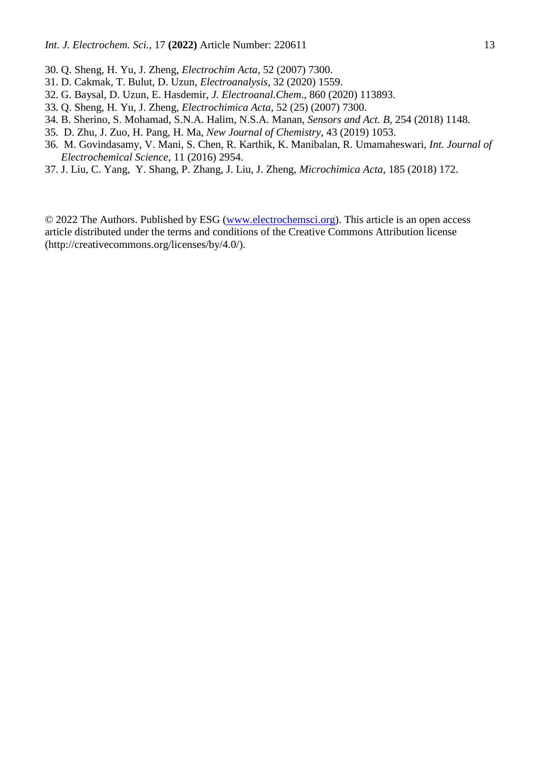30. Q. Sheng, H. Yu, J. Zheng, *Electrochim Acta*, 52 (2007) 7300.
31. D. Cakmak, T. Bulut, D. Uzun, *Electroanalysis*, 32 (2020) 1559.
32. G. Baysal, D. Uzun, E. Hasdemir, *J. Electroanal.Chem*., 860 (2020) 113893.
33. Q. Sheng, H. Yu, J. Zheng, *Electrochimica Acta*, 52 (25) (2007) 7300.
34. B. Sherino, S. Mohamad, S.N.A. Halim, N.S.A. Manan, *Sensors and Act. B*, 254 (2018) 1148.
35. D. Zhu, J. Zuo, H. Pang, H. Ma, *New Journal of Chemistry*, 43 (2019) 1053.
36. M. Govindasamy, V. Mani, S. Chen, R. Karthik, K. Manibalan, R. Umamaheswari, *Int. Journal of Electrochemical Science*, 11 (2016) 2954.
37. J. Liu, C. Yang, Y. Shang, P. Zhang, J. Liu, J. Zheng, *Microchimica Acta*, 185 (2018) 172.

© 2022 The Authors. Published by ESG (www.electrochemsci.org). This article is an open access article distributed under the terms and conditions of the Creative Commons Attribution license (http://creativecommons.org/licenses/by/4.0/).